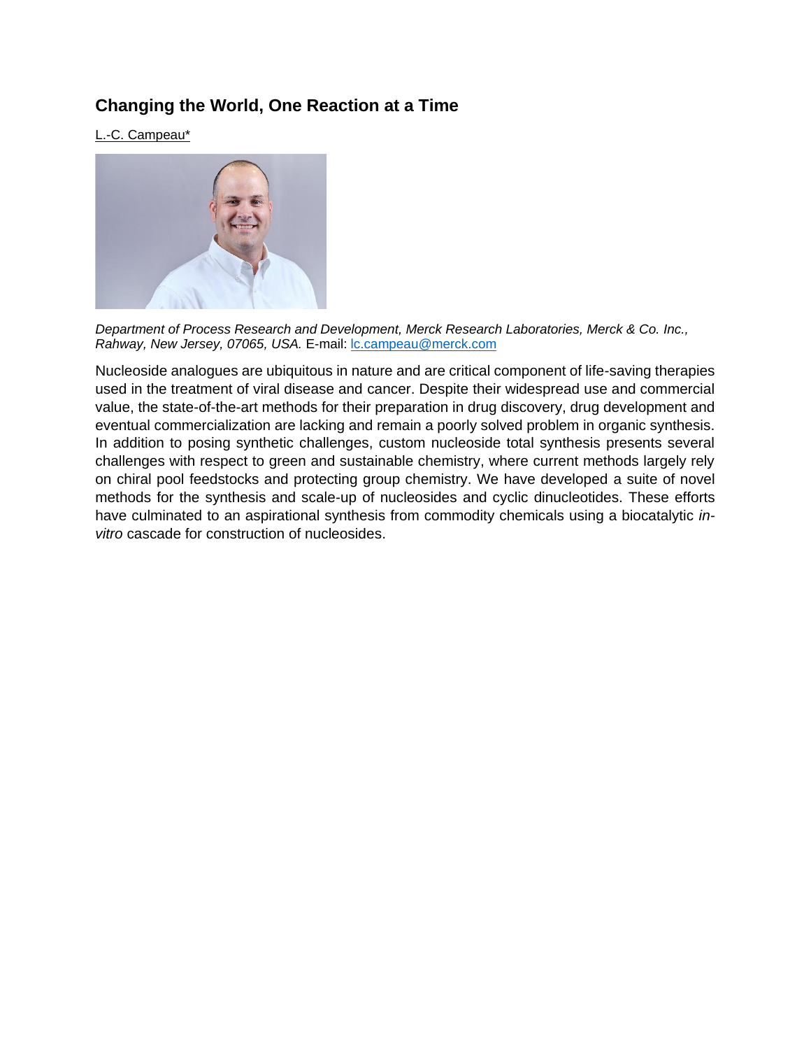## Changing the World, One Reaction at a Time

L.-C. Campeau*

*Department of Process Research and Development, Merck Research Laboratories, Merck & Co. Inc., Rahway, New Jersey, 07065, USA.* E-mail: lc.campeau@merck.com

Nucleoside analogues are ubiquitous in nature and are critical component of life-saving therapies used in the treatment of viral disease and cancer. Despite their widespread use and commercial value, the state-of-the-art methods for their preparation in drug discovery, drug development and eventual commercialization are lacking and remain a poorly solved problem in organic synthesis. In addition to posing synthetic challenges, custom nucleoside total synthesis presents several challenges with respect to green and sustainable chemistry, where current methods largely rely on chiral pool feedstocks and protecting group chemistry. We have developed a suite of novel methods for the synthesis and scale-up of nucleosides and cyclic dinucleotides. These efforts have culminated to an aspirational synthesis from commodity chemicals using a biocatalytic *in-vitro* cascade for construction of nucleosides.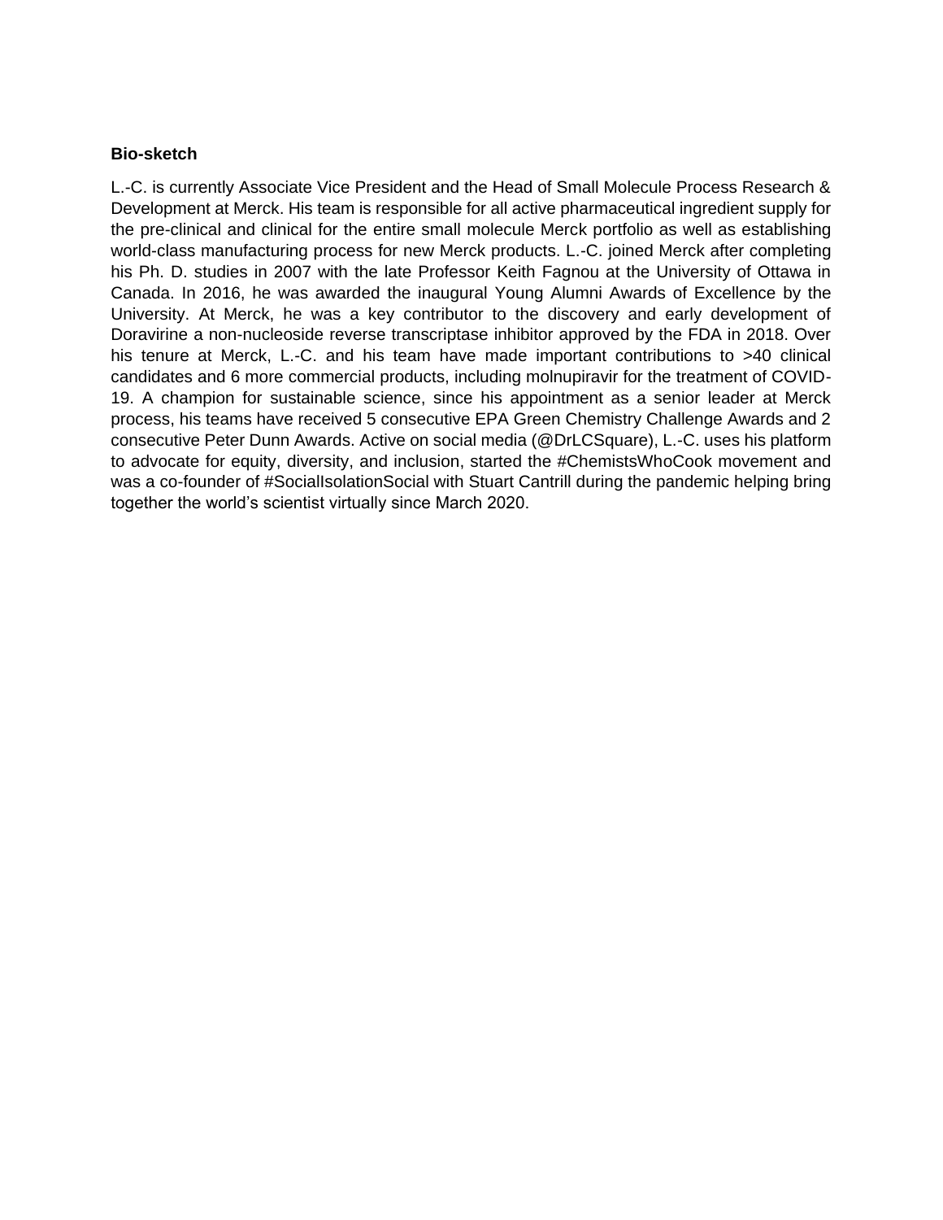**Bio-sketch**

L.-C. is currently Associate Vice President and the Head of Small Molecule Process Research & Development at Merck. His team is responsible for all active pharmaceutical ingredient supply for the pre-clinical and clinical for the entire small molecule Merck portfolio as well as establishing world-class manufacturing process for new Merck products. L.-C. joined Merck after completing his Ph. D. studies in 2007 with the late Professor Keith Fagnou at the University of Ottawa in Canada. In 2016, he was awarded the inaugural Young Alumni Awards of Excellence by the University. At Merck, he was a key contributor to the discovery and early development of Doravirine a non-nucleoside reverse transcriptase inhibitor approved by the FDA in 2018. Over his tenure at Merck, L.-C. and his team have made important contributions to >40 clinical candidates and 6 more commercial products, including molnupiravir for the treatment of COVID-19. A champion for sustainable science, since his appointment as a senior leader at Merck process, his teams have received 5 consecutive EPA Green Chemistry Challenge Awards and 2 consecutive Peter Dunn Awards. Active on social media (@DrLCSquare), L.-C. uses his platform to advocate for equity, diversity, and inclusion, started the #ChemistsWhoCook movement and was a co-founder of #SocialIsolationSocial with Stuart Cantrill during the pandemic helping bring together the world's scientist virtually since March 2020.